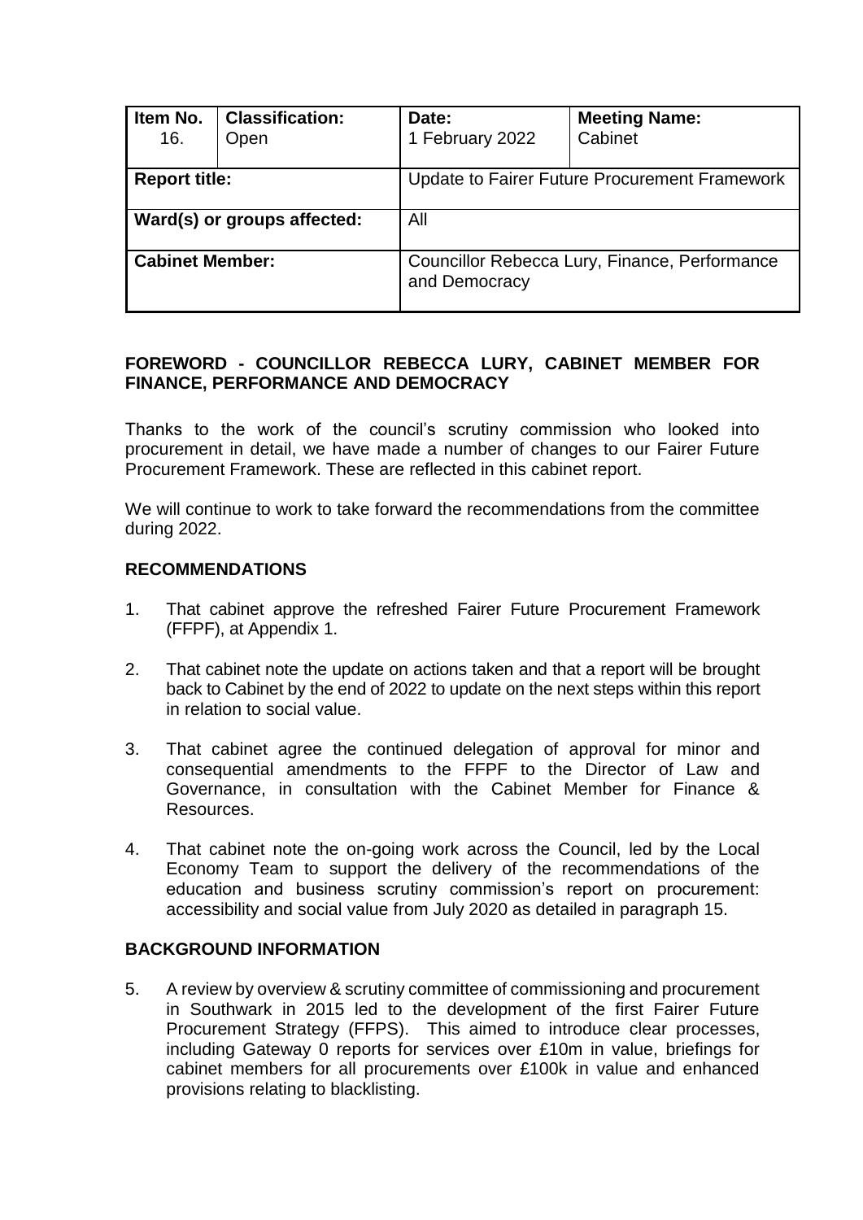| Item No. 16. | Classification: Open | Date: 1 February 2022 | Meeting Name: Cabinet |
|---|---|---|---|
| **Report title:** | | Update to Fairer Future Procurement Framework | |
| **Ward(s) or groups affected:** | | All | |
| **Cabinet Member:** | | Councillor Rebecca Lury, Finance, Performance and Democracy | |

**FOREWORD - COUNCILLOR REBECCA LURY, CABINET MEMBER FOR FINANCE, PERFORMANCE AND DEMOCRACY**

Thanks to the work of the council's scrutiny commission who looked into procurement in detail, we have made a number of changes to our Fairer Future Procurement Framework. These are reflected in this cabinet report.

We will continue to work to take forward the recommendations from the committee during 2022.

**RECOMMENDATIONS**

1. That cabinet approve the refreshed Fairer Future Procurement Framework (FFPF), at Appendix 1.

2. That cabinet note the update on actions taken and that a report will be brought back to Cabinet by the end of 2022 to update on the next steps within this report in relation to social value.

3. That cabinet agree the continued delegation of approval for minor and consequential amendments to the FFPF to the Director of Law and Governance, in consultation with the Cabinet Member for Finance & Resources.

4. That cabinet note the on-going work across the Council, led by the Local Economy Team to support the delivery of the recommendations of the education and business scrutiny commission's report on procurement: accessibility and social value from July 2020 as detailed in paragraph 15.

**BACKGROUND INFORMATION**

5. A review by overview & scrutiny committee of commissioning and procurement in Southwark in 2015 led to the development of the first Fairer Future Procurement Strategy (FFPS). This aimed to introduce clear processes, including Gateway 0 reports for services over £10m in value, briefings for cabinet members for all procurements over £100k in value and enhanced provisions relating to blacklisting.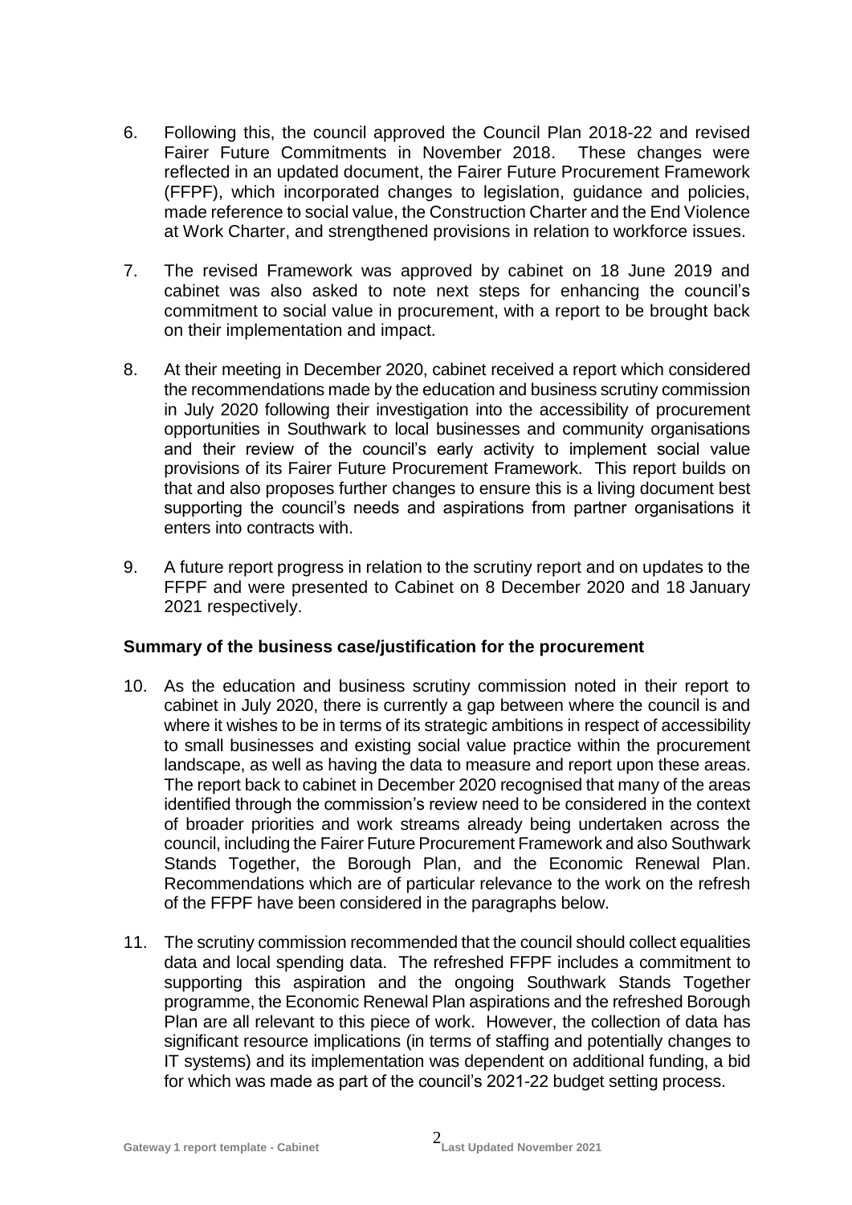6. Following this, the council approved the Council Plan 2018-22 and revised Fairer Future Commitments in November 2018. These changes were reflected in an updated document, the Fairer Future Procurement Framework (FFPF), which incorporated changes to legislation, guidance and policies, made reference to social value, the Construction Charter and the End Violence at Work Charter, and strengthened provisions in relation to workforce issues.

7. The revised Framework was approved by cabinet on 18 June 2019 and cabinet was also asked to note next steps for enhancing the council's commitment to social value in procurement, with a report to be brought back on their implementation and impact.

8. At their meeting in December 2020, cabinet received a report which considered the recommendations made by the education and business scrutiny commission in July 2020 following their investigation into the accessibility of procurement opportunities in Southwark to local businesses and community organisations and their review of the council's early activity to implement social value provisions of its Fairer Future Procurement Framework. This report builds on that and also proposes further changes to ensure this is a living document best supporting the council's needs and aspirations from partner organisations it enters into contracts with.

9. A future report progress in relation to the scrutiny report and on updates to the FFPF and were presented to Cabinet on 8 December 2020 and 18 January 2021 respectively.

**Summary of the business case/justification for the procurement**

10. As the education and business scrutiny commission noted in their report to cabinet in July 2020, there is currently a gap between where the council is and where it wishes to be in terms of its strategic ambitions in respect of accessibility to small businesses and existing social value practice within the procurement landscape, as well as having the data to measure and report upon these areas. The report back to cabinet in December 2020 recognised that many of the areas identified through the commission's review need to be considered in the context of broader priorities and work streams already being undertaken across the council, including the Fairer Future Procurement Framework and also Southwark Stands Together, the Borough Plan, and the Economic Renewal Plan. Recommendations which are of particular relevance to the work on the refresh of the FFPF have been considered in the paragraphs below.

11. The scrutiny commission recommended that the council should collect equalities data and local spending data. The refreshed FFPF includes a commitment to supporting this aspiration and the ongoing Southwark Stands Together programme, the Economic Renewal Plan aspirations and the refreshed Borough Plan are all relevant to this piece of work. However, the collection of data has significant resource implications (in terms of staffing and potentially changes to IT systems) and its implementation was dependent on additional funding, a bid for which was made as part of the council's 2021-22 budget setting process.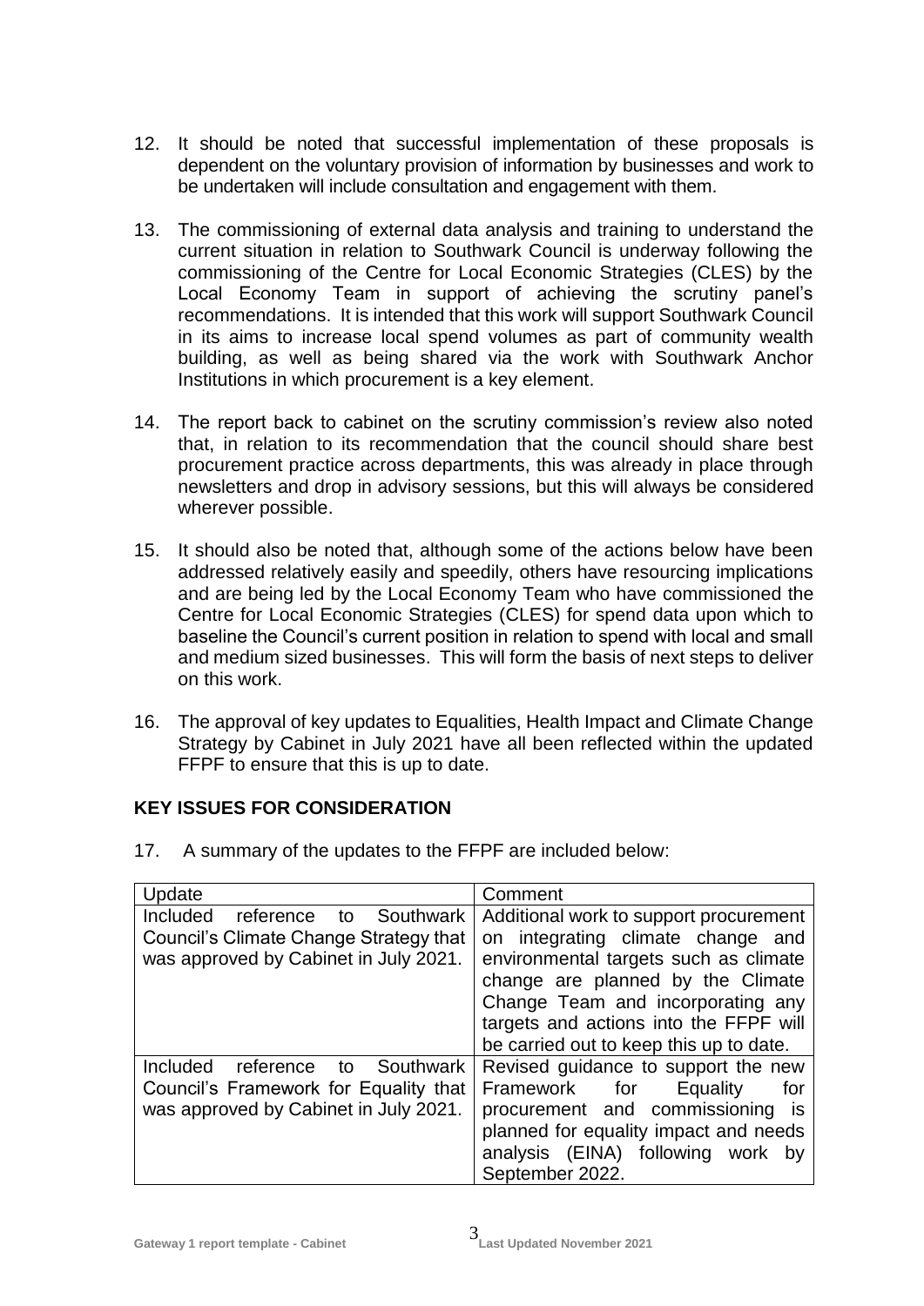12. It should be noted that successful implementation of these proposals is dependent on the voluntary provision of information by businesses and work to be undertaken will include consultation and engagement with them.

13. The commissioning of external data analysis and training to understand the current situation in relation to Southwark Council is underway following the commissioning of the Centre for Local Economic Strategies (CLES) by the Local Economy Team in support of achieving the scrutiny panel's recommendations. It is intended that this work will support Southwark Council in its aims to increase local spend volumes as part of community wealth building, as well as being shared via the work with Southwark Anchor Institutions in which procurement is a key element.

14. The report back to cabinet on the scrutiny commission's review also noted that, in relation to its recommendation that the council should share best procurement practice across departments, this was already in place through newsletters and drop in advisory sessions, but this will always be considered wherever possible.

15. It should also be noted that, although some of the actions below have been addressed relatively easily and speedily, others have resourcing implications and are being led by the Local Economy Team who have commissioned the Centre for Local Economic Strategies (CLES) for spend data upon which to baseline the Council's current position in relation to spend with local and small and medium sized businesses. This will form the basis of next steps to deliver on this work.

16. The approval of key updates to Equalities, Health Impact and Climate Change Strategy by Cabinet in July 2021 have all been reflected within the updated FFPF to ensure that this is up to date.

## KEY ISSUES FOR CONSIDERATION

17. A summary of the updates to the FFPF are included below:

| Update | Comment |
|---|---|
| Included reference to Southwark Council's Climate Change Strategy that was approved by Cabinet in July 2021. | Additional work to support procurement on integrating climate change and environmental targets such as climate change are planned by the Climate Change Team and incorporating any targets and actions into the FFPF will be carried out to keep this up to date. |
| Included reference to Southwark Council's Framework for Equality that was approved by Cabinet in July 2021. | Revised guidance to support the new Framework for Equality for procurement and commissioning is planned for equality impact and needs analysis (EINA) following work by September 2022. |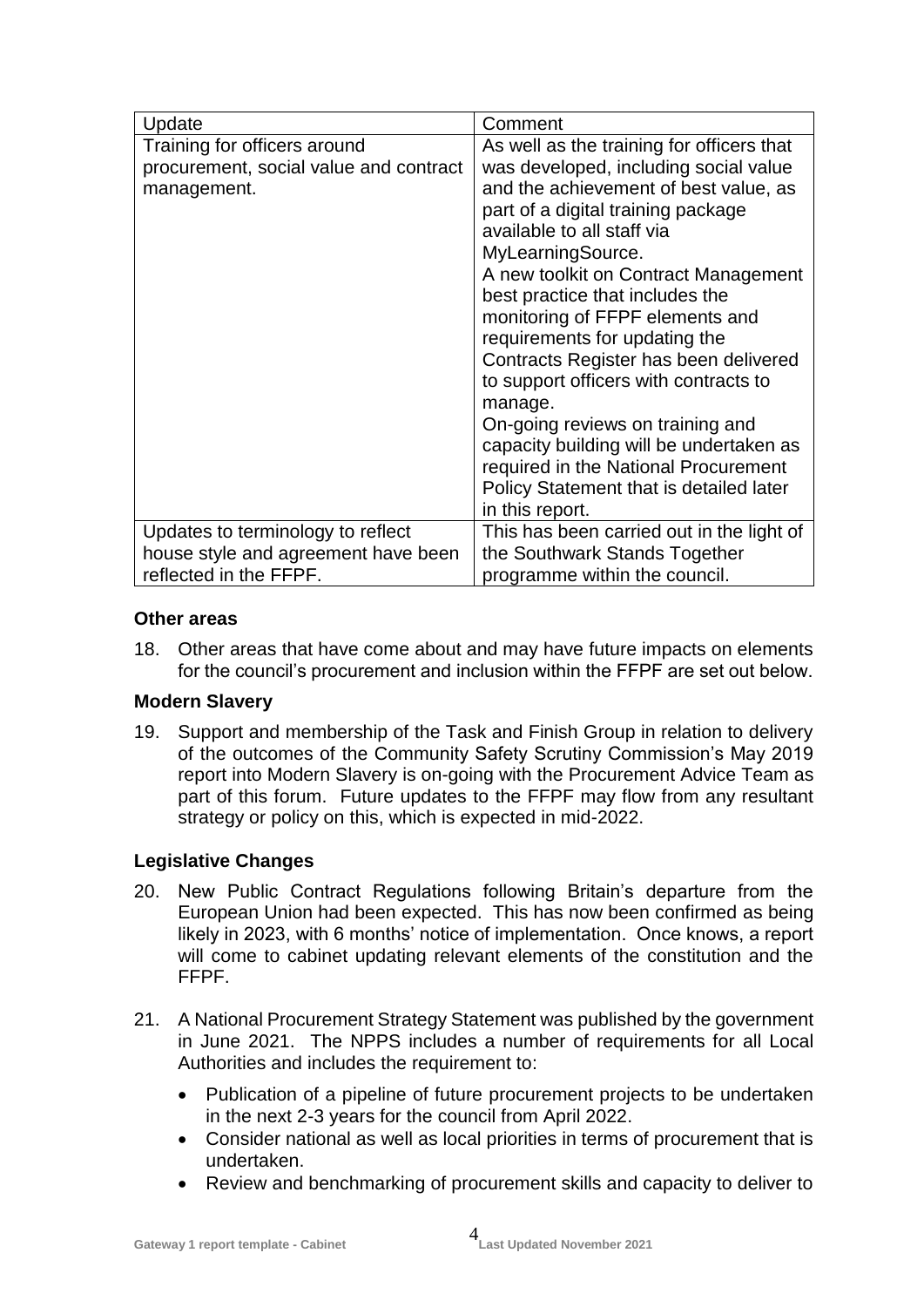| Update | Comment |
|---|---|
| Training for officers around procurement, social value and contract management. | As well as the training for officers that was developed, including social value and the achievement of best value, as part of a digital training package available to all staff via MyLearningSource.<br>A new toolkit on Contract Management best practice that includes the monitoring of FFPF elements and requirements for updating the Contracts Register has been delivered to support officers with contracts to manage.<br>On-going reviews on training and capacity building will be undertaken as required in the National Procurement Policy Statement that is detailed later in this report. |
| Updates to terminology to reflect house style and agreement have been reflected in the FFPF. | This has been carried out in the light of the Southwark Stands Together programme within the council. |

### Other areas

18. Other areas that have come about and may have future impacts on elements for the council's procurement and inclusion within the FFPF are set out below.

### Modern Slavery

19. Support and membership of the Task and Finish Group in relation to delivery of the outcomes of the Community Safety Scrutiny Commission's May 2019 report into Modern Slavery is on-going with the Procurement Advice Team as part of this forum. Future updates to the FFPF may flow from any resultant strategy or policy on this, which is expected in mid-2022.

### Legislative Changes

20. New Public Contract Regulations following Britain's departure from the European Union had been expected. This has now been confirmed as being likely in 2023, with 6 months' notice of implementation. Once knows, a report will come to cabinet updating relevant elements of the constitution and the FFPF.

21. A National Procurement Strategy Statement was published by the government in June 2021. The NPPS includes a number of requirements for all Local Authorities and includes the requirement to:

    - Publication of a pipeline of future procurement projects to be undertaken in the next 2-3 years for the council from April 2022.
    - Consider national as well as local priorities in terms of procurement that is undertaken.
    - Review and benchmarking of procurement skills and capacity to deliver to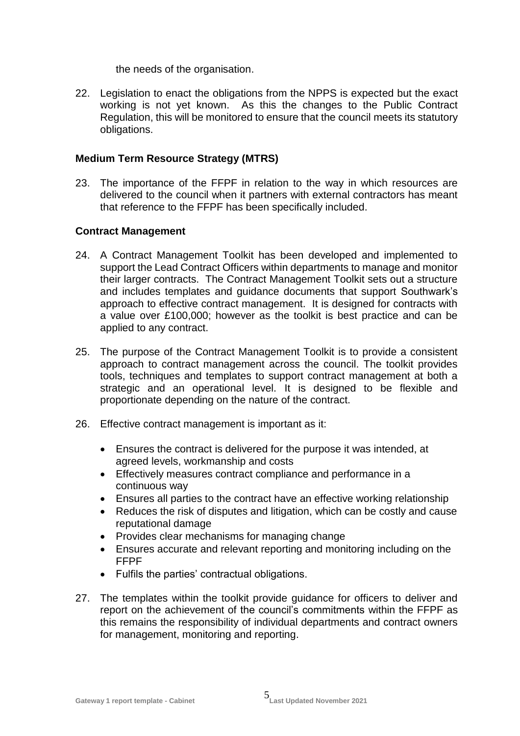the needs of the organisation.

22. Legislation to enact the obligations from the NPPS is expected but the exact working is not yet known. As this the changes to the Public Contract Regulation, this will be monitored to ensure that the council meets its statutory obligations.

**Medium Term Resource Strategy (MTRS)**

23. The importance of the FFPF in relation to the way in which resources are delivered to the council when it partners with external contractors has meant that reference to the FFPF has been specifically included.

**Contract Management**

24. A Contract Management Toolkit has been developed and implemented to support the Lead Contract Officers within departments to manage and monitor their larger contracts. The Contract Management Toolkit sets out a structure and includes templates and guidance documents that support Southwark's approach to effective contract management. It is designed for contracts with a value over £100,000; however as the toolkit is best practice and can be applied to any contract.

25. The purpose of the Contract Management Toolkit is to provide a consistent approach to contract management across the council. The toolkit provides tools, techniques and templates to support contract management at both a strategic and an operational level. It is designed to be flexible and proportionate depending on the nature of the contract.

26. Effective contract management is important as it:

    - Ensures the contract is delivered for the purpose it was intended, at agreed levels, workmanship and costs
    - Effectively measures contract compliance and performance in a continuous way
    - Ensures all parties to the contract have an effective working relationship
    - Reduces the risk of disputes and litigation, which can be costly and cause reputational damage
    - Provides clear mechanisms for managing change
    - Ensures accurate and relevant reporting and monitoring including on the FFPF
    - Fulfils the parties' contractual obligations.

27. The templates within the toolkit provide guidance for officers to deliver and report on the achievement of the council's commitments within the FFPF as this remains the responsibility of individual departments and contract owners for management, monitoring and reporting.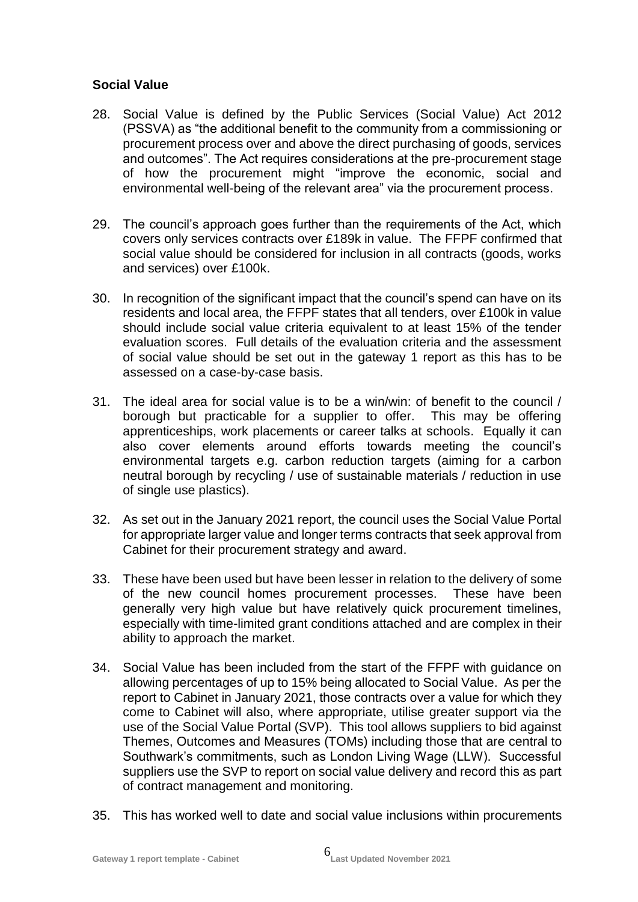**Social Value**

28. Social Value is defined by the Public Services (Social Value) Act 2012 (PSSVA) as "the additional benefit to the community from a commissioning or procurement process over and above the direct purchasing of goods, services and outcomes". The Act requires considerations at the pre-procurement stage of how the procurement might "improve the economic, social and environmental well-being of the relevant area" via the procurement process.

29. The council's approach goes further than the requirements of the Act, which covers only services contracts over £189k in value. The FFPF confirmed that social value should be considered for inclusion in all contracts (goods, works and services) over £100k.

30. In recognition of the significant impact that the council's spend can have on its residents and local area, the FFPF states that all tenders, over £100k in value should include social value criteria equivalent to at least 15% of the tender evaluation scores. Full details of the evaluation criteria and the assessment of social value should be set out in the gateway 1 report as this has to be assessed on a case-by-case basis.

31. The ideal area for social value is to be a win/win: of benefit to the council / borough but practicable for a supplier to offer. This may be offering apprenticeships, work placements or career talks at schools. Equally it can also cover elements around efforts towards meeting the council's environmental targets e.g. carbon reduction targets (aiming for a carbon neutral borough by recycling / use of sustainable materials / reduction in use of single use plastics).

32. As set out in the January 2021 report, the council uses the Social Value Portal for appropriate larger value and longer terms contracts that seek approval from Cabinet for their procurement strategy and award.

33. These have been used but have been lesser in relation to the delivery of some of the new council homes procurement processes. These have been generally very high value but have relatively quick procurement timelines, especially with time-limited grant conditions attached and are complex in their ability to approach the market.

34. Social Value has been included from the start of the FFPF with guidance on allowing percentages of up to 15% being allocated to Social Value. As per the report to Cabinet in January 2021, those contracts over a value for which they come to Cabinet will also, where appropriate, utilise greater support via the use of the Social Value Portal (SVP). This tool allows suppliers to bid against Themes, Outcomes and Measures (TOMs) including those that are central to Southwark's commitments, such as London Living Wage (LLW). Successful suppliers use the SVP to report on social value delivery and record this as part of contract management and monitoring.

35. This has worked well to date and social value inclusions within procurements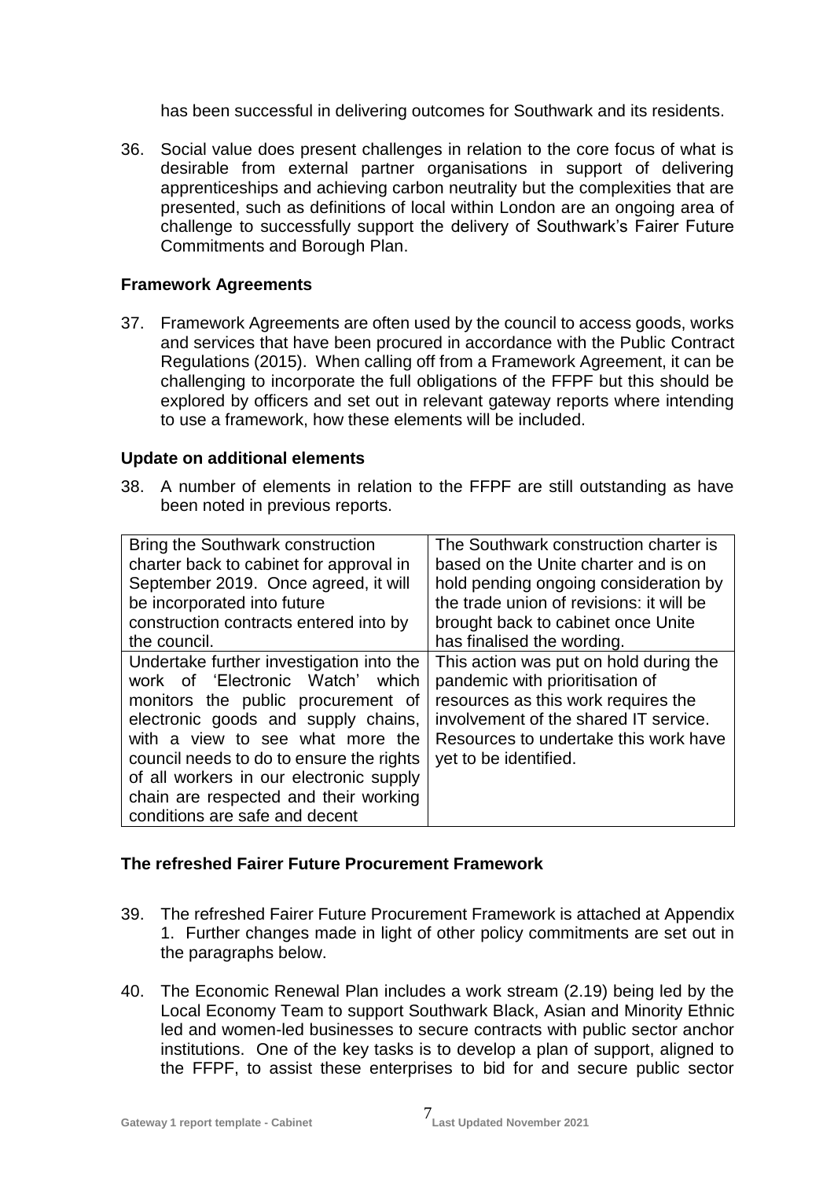has been successful in delivering outcomes for Southwark and its residents.

36. Social value does present challenges in relation to the core focus of what is desirable from external partner organisations in support of delivering apprenticeships and achieving carbon neutrality but the complexities that are presented, such as definitions of local within London are an ongoing area of challenge to successfully support the delivery of Southwark's Fairer Future Commitments and Borough Plan.

**Framework Agreements**

37. Framework Agreements are often used by the council to access goods, works and services that have been procured in accordance with the Public Contract Regulations (2015). When calling off from a Framework Agreement, it can be challenging to incorporate the full obligations of the FFPF but this should be explored by officers and set out in relevant gateway reports where intending to use a framework, how these elements will be included.

**Update on additional elements**

38. A number of elements in relation to the FFPF are still outstanding as have been noted in previous reports.

| | |
|---|---|
| Bring the Southwark construction charter back to cabinet for approval in September 2019. Once agreed, it will be incorporated into future construction contracts entered into by the council. | The Southwark construction charter is based on the Unite charter and is on hold pending ongoing consideration by the trade union of revisions: it will be brought back to cabinet once Unite has finalised the wording. |
| Undertake further investigation into the work of 'Electronic Watch' which monitors the public procurement of electronic goods and supply chains, with a view to see what more the council needs to do to ensure the rights of all workers in our electronic supply chain are respected and their working conditions are safe and decent | This action was put on hold during the pandemic with prioritisation of resources as this work requires the involvement of the shared IT service. Resources to undertake this work have yet to be identified. |

**The refreshed Fairer Future Procurement Framework**

39. The refreshed Fairer Future Procurement Framework is attached at Appendix 1. Further changes made in light of other policy commitments are set out in the paragraphs below.

40. The Economic Renewal Plan includes a work stream (2.19) being led by the Local Economy Team to support Southwark Black, Asian and Minority Ethnic led and women-led businesses to secure contracts with public sector anchor institutions. One of the key tasks is to develop a plan of support, aligned to the FFPF, to assist these enterprises to bid for and secure public sector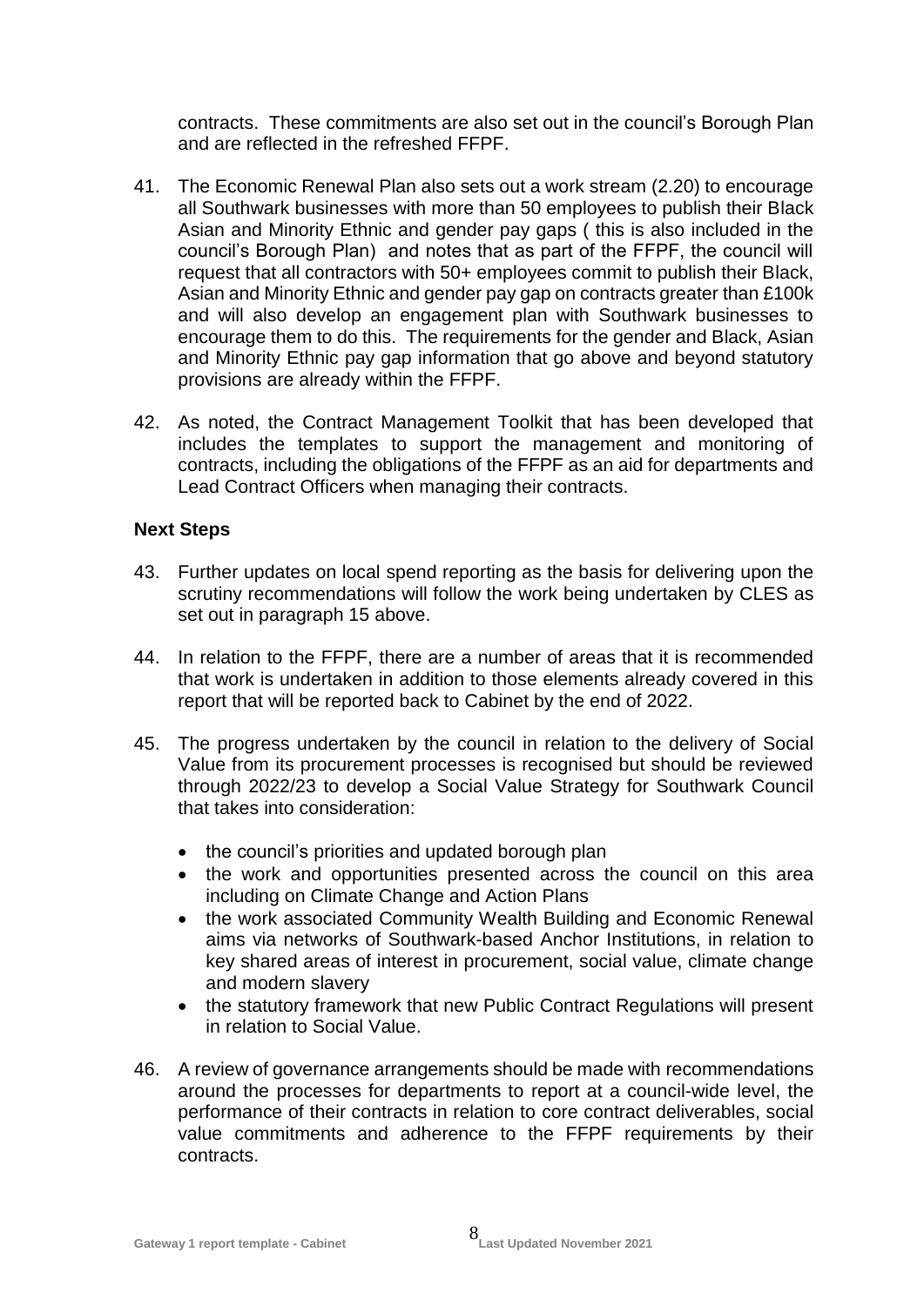contracts. These commitments are also set out in the council's Borough Plan and are reflected in the refreshed FFPF.

41. The Economic Renewal Plan also sets out a work stream (2.20) to encourage all Southwark businesses with more than 50 employees to publish their Black Asian and Minority Ethnic and gender pay gaps ( this is also included in the council's Borough Plan) and notes that as part of the FFPF, the council will request that all contractors with 50+ employees commit to publish their Black, Asian and Minority Ethnic and gender pay gap on contracts greater than £100k and will also develop an engagement plan with Southwark businesses to encourage them to do this. The requirements for the gender and Black, Asian and Minority Ethnic pay gap information that go above and beyond statutory provisions are already within the FFPF.

42. As noted, the Contract Management Toolkit that has been developed that includes the templates to support the management and monitoring of contracts, including the obligations of the FFPF as an aid for departments and Lead Contract Officers when managing their contracts.

**Next Steps**

43. Further updates on local spend reporting as the basis for delivering upon the scrutiny recommendations will follow the work being undertaken by CLES as set out in paragraph 15 above.

44. In relation to the FFPF, there are a number of areas that it is recommended that work is undertaken in addition to those elements already covered in this report that will be reported back to Cabinet by the end of 2022.

45. The progress undertaken by the council in relation to the delivery of Social Value from its procurement processes is recognised but should be reviewed through 2022/23 to develop a Social Value Strategy for Southwark Council that takes into consideration:

    - the council's priorities and updated borough plan
    - the work and opportunities presented across the council on this area including on Climate Change and Action Plans
    - the work associated Community Wealth Building and Economic Renewal aims via networks of Southwark-based Anchor Institutions, in relation to key shared areas of interest in procurement, social value, climate change and modern slavery
    - the statutory framework that new Public Contract Regulations will present in relation to Social Value.

46. A review of governance arrangements should be made with recommendations around the processes for departments to report at a council-wide level, the performance of their contracts in relation to core contract deliverables, social value commitments and adherence to the FFPF requirements by their contracts.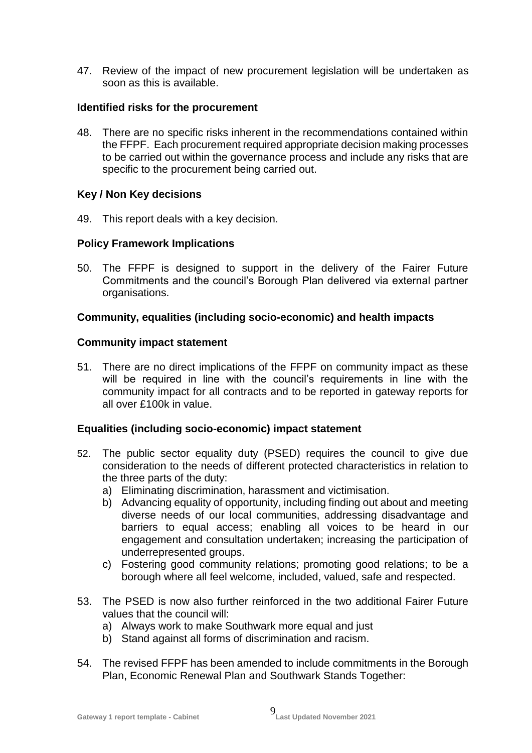47. Review of the impact of new procurement legislation will be undertaken as soon as this is available.

**Identified risks for the procurement**

48. There are no specific risks inherent in the recommendations contained within the FFPF. Each procurement required appropriate decision making processes to be carried out within the governance process and include any risks that are specific to the procurement being carried out.

**Key / Non Key decisions**

49. This report deals with a key decision.

**Policy Framework Implications**

50. The FFPF is designed to support in the delivery of the Fairer Future Commitments and the council's Borough Plan delivered via external partner organisations.

**Community, equalities (including socio-economic) and health impacts**

**Community impact statement**

51. There are no direct implications of the FFPF on community impact as these will be required in line with the council's requirements in line with the community impact for all contracts and to be reported in gateway reports for all over £100k in value.

**Equalities (including socio-economic) impact statement**

52. The public sector equality duty (PSED) requires the council to give due consideration to the needs of different protected characteristics in relation to the three parts of the duty:
    a) Eliminating discrimination, harassment and victimisation.
    b) Advancing equality of opportunity, including finding out about and meeting diverse needs of our local communities, addressing disadvantage and barriers to equal access; enabling all voices to be heard in our engagement and consultation undertaken; increasing the participation of underrepresented groups.
    c) Fostering good community relations; promoting good relations; to be a borough where all feel welcome, included, valued, safe and respected.

53. The PSED is now also further reinforced in the two additional Fairer Future values that the council will:
    a) Always work to make Southwark more equal and just
    b) Stand against all forms of discrimination and racism.

54. The revised FFPF has been amended to include commitments in the Borough Plan, Economic Renewal Plan and Southwark Stands Together: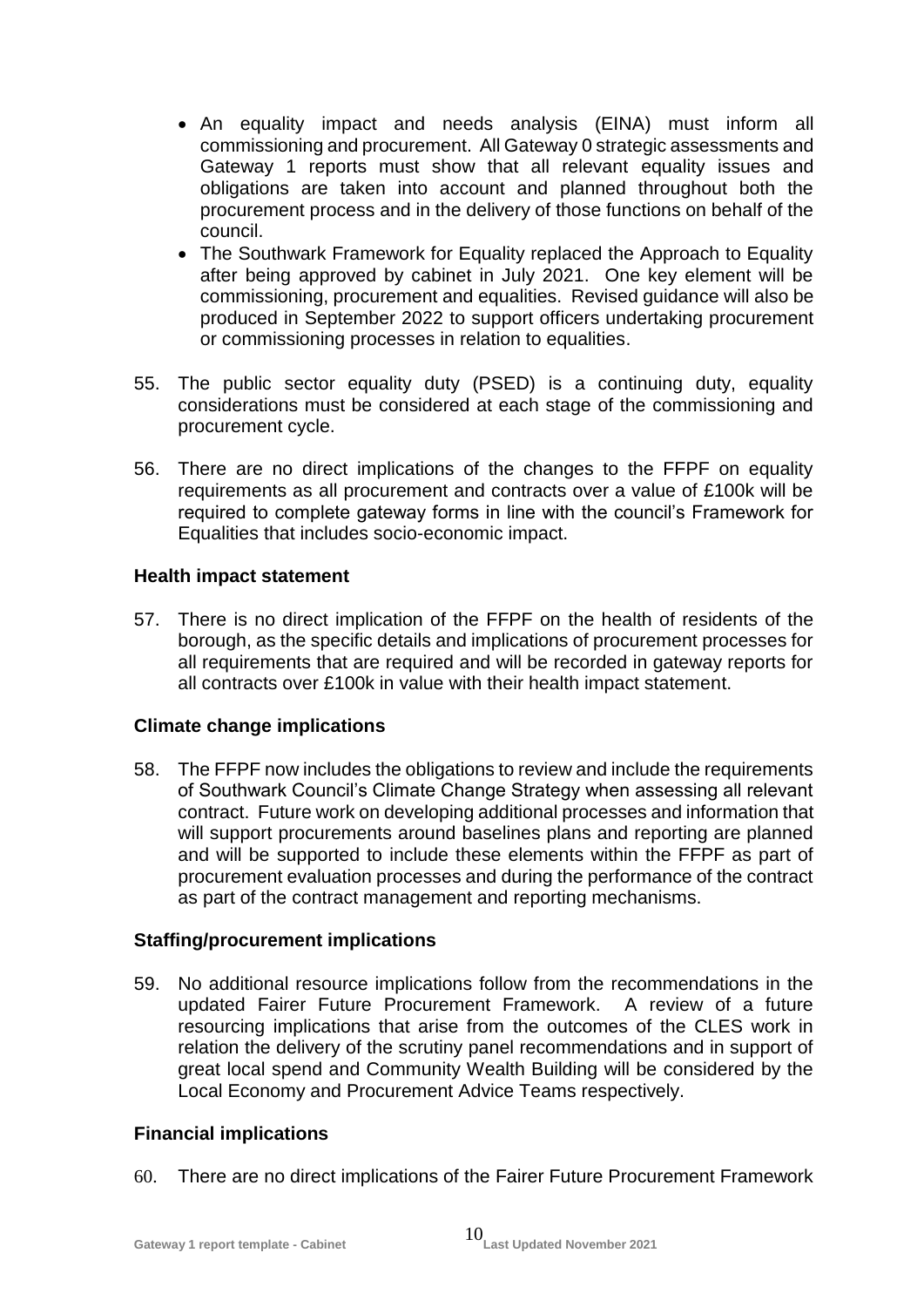- An equality impact and needs analysis (EINA) must inform all commissioning and procurement. All Gateway 0 strategic assessments and Gateway 1 reports must show that all relevant equality issues and obligations are taken into account and planned throughout both the procurement process and in the delivery of those functions on behalf of the council.
- The Southwark Framework for Equality replaced the Approach to Equality after being approved by cabinet in July 2021. One key element will be commissioning, procurement and equalities. Revised guidance will also be produced in September 2022 to support officers undertaking procurement or commissioning processes in relation to equalities.

55. The public sector equality duty (PSED) is a continuing duty, equality considerations must be considered at each stage of the commissioning and procurement cycle.

56. There are no direct implications of the changes to the FFPF on equality requirements as all procurement and contracts over a value of £100k will be required to complete gateway forms in line with the council's Framework for Equalities that includes socio-economic impact.

**Health impact statement**

57. There is no direct implication of the FFPF on the health of residents of the borough, as the specific details and implications of procurement processes for all requirements that are required and will be recorded in gateway reports for all contracts over £100k in value with their health impact statement.

**Climate change implications**

58. The FFPF now includes the obligations to review and include the requirements of Southwark Council's Climate Change Strategy when assessing all relevant contract. Future work on developing additional processes and information that will support procurements around baselines plans and reporting are planned and will be supported to include these elements within the FFPF as part of procurement evaluation processes and during the performance of the contract as part of the contract management and reporting mechanisms.

**Staffing/procurement implications**

59. No additional resource implications follow from the recommendations in the updated Fairer Future Procurement Framework. A review of a future resourcing implications that arise from the outcomes of the CLES work in relation the delivery of the scrutiny panel recommendations and in support of great local spend and Community Wealth Building will be considered by the Local Economy and Procurement Advice Teams respectively.

**Financial implications**

60. There are no direct implications of the Fairer Future Procurement Framework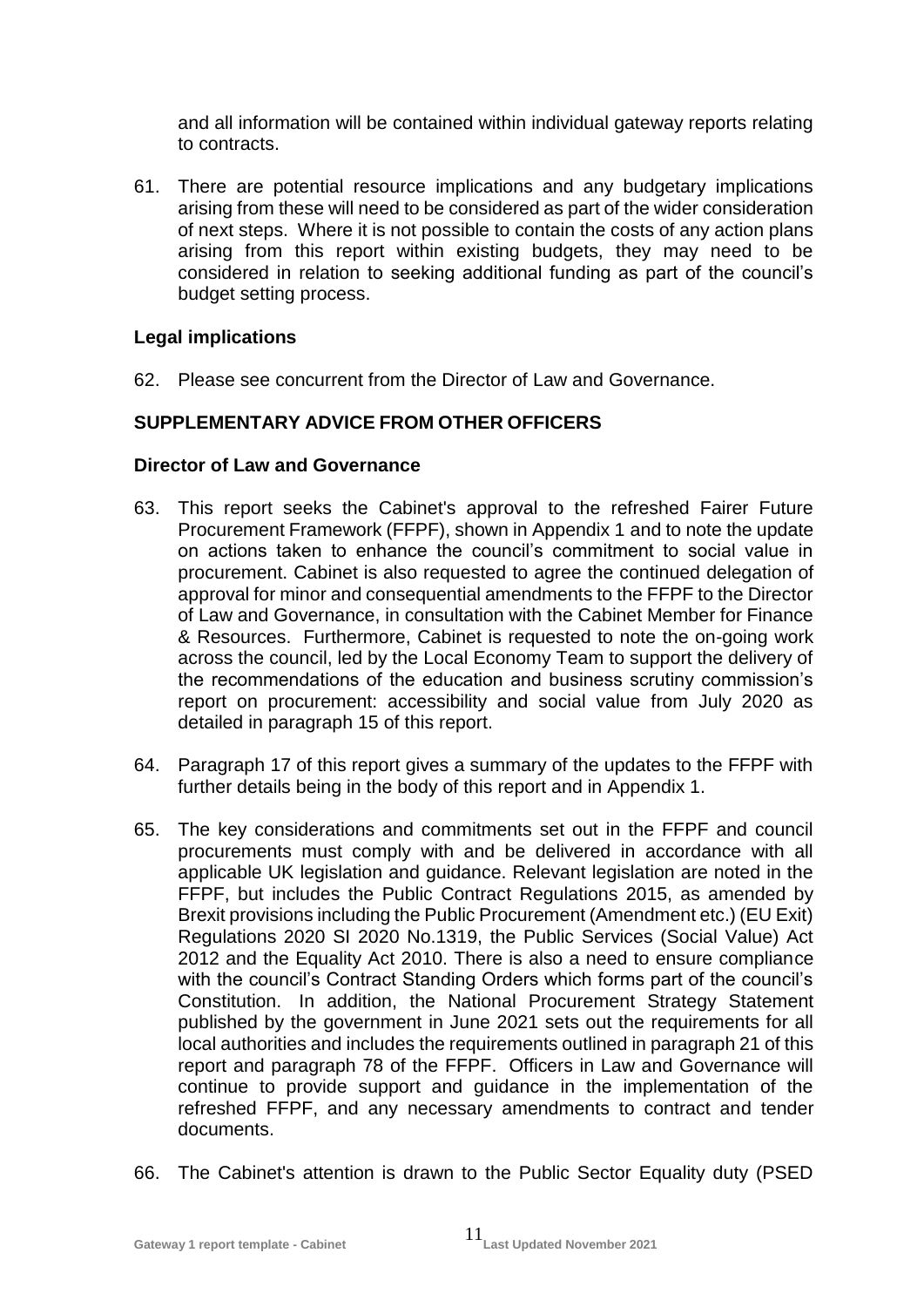and all information will be contained within individual gateway reports relating to contracts.

61. There are potential resource implications and any budgetary implications arising from these will need to be considered as part of the wider consideration of next steps. Where it is not possible to contain the costs of any action plans arising from this report within existing budgets, they may need to be considered in relation to seeking additional funding as part of the council's budget setting process.

**Legal implications**

62. Please see concurrent from the Director of Law and Governance.

**SUPPLEMENTARY ADVICE FROM OTHER OFFICERS**

**Director of Law and Governance**

63. This report seeks the Cabinet's approval to the refreshed Fairer Future Procurement Framework (FFPF), shown in Appendix 1 and to note the update on actions taken to enhance the council's commitment to social value in procurement. Cabinet is also requested to agree the continued delegation of approval for minor and consequential amendments to the FFPF to the Director of Law and Governance, in consultation with the Cabinet Member for Finance & Resources. Furthermore, Cabinet is requested to note the on-going work across the council, led by the Local Economy Team to support the delivery of the recommendations of the education and business scrutiny commission's report on procurement: accessibility and social value from July 2020 as detailed in paragraph 15 of this report.

64. Paragraph 17 of this report gives a summary of the updates to the FFPF with further details being in the body of this report and in Appendix 1.

65. The key considerations and commitments set out in the FFPF and council procurements must comply with and be delivered in accordance with all applicable UK legislation and guidance. Relevant legislation are noted in the FFPF, but includes the Public Contract Regulations 2015, as amended by Brexit provisions including the Public Procurement (Amendment etc.) (EU Exit) Regulations 2020 SI 2020 No.1319, the Public Services (Social Value) Act 2012 and the Equality Act 2010. There is also a need to ensure compliance with the council's Contract Standing Orders which forms part of the council's Constitution. In addition, the National Procurement Strategy Statement published by the government in June 2021 sets out the requirements for all local authorities and includes the requirements outlined in paragraph 21 of this report and paragraph 78 of the FFPF. Officers in Law and Governance will continue to provide support and guidance in the implementation of the refreshed FFPF, and any necessary amendments to contract and tender documents.

66. The Cabinet's attention is drawn to the Public Sector Equality duty (PSED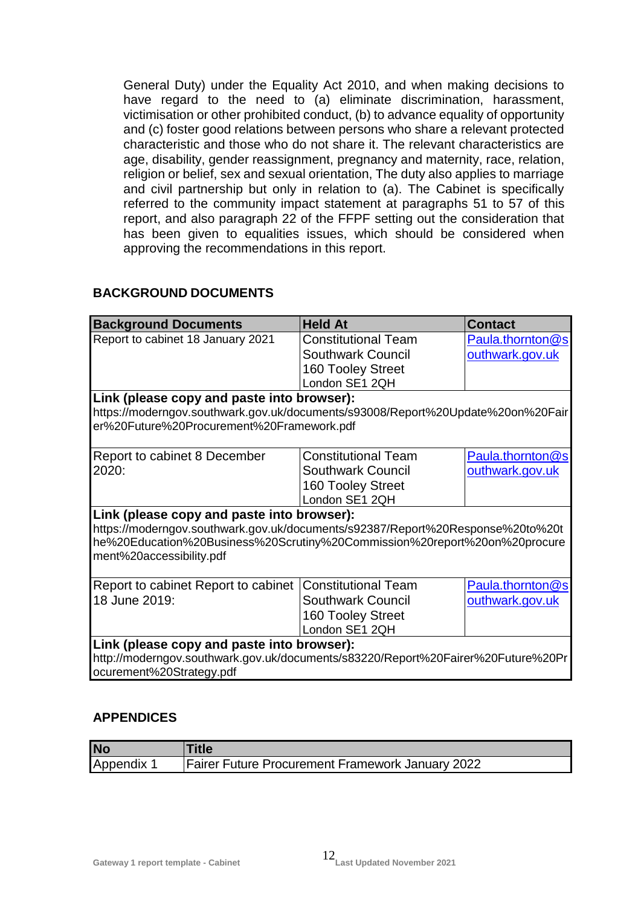General Duty) under the Equality Act 2010, and when making decisions to have regard to the need to (a) eliminate discrimination, harassment, victimisation or other prohibited conduct, (b) to advance equality of opportunity and (c) foster good relations between persons who share a relevant protected characteristic and those who do not share it. The relevant characteristics are age, disability, gender reassignment, pregnancy and maternity, race, relation, religion or belief, sex and sexual orientation, The duty also applies to marriage and civil partnership but only in relation to (a). The Cabinet is specifically referred to the community impact statement at paragraphs 51 to 57 of this report, and also paragraph 22 of the FFPF setting out the consideration that has been given to equalities issues, which should be considered when approving the recommendations in this report.

## BACKGROUND DOCUMENTS

| Background Documents | Held At | Contact |
|---|---|---|
| Report to cabinet 18 January 2021 | Constitutional Team<br>Southwark Council<br>160 Tooley Street<br>London SE1 2QH | Paula.thornton@southwark.gov.uk |
| **Link (please copy and paste into browser):**<br>https://moderngov.southwark.gov.uk/documents/s93008/Report%20Update%20on%20Fairer%20Future%20Procurement%20Framework.pdf | | |
| Report to cabinet 8 December 2020: | Constitutional Team<br>Southwark Council<br>160 Tooley Street<br>London SE1 2QH | Paula.thornton@southwark.gov.uk |
| **Link (please copy and paste into browser):**<br>https://moderngov.southwark.gov.uk/documents/s92387/Report%20Response%20to%20the%20Education%20Business%20Scrutiny%20Commission%20report%20on%20procurement%20accessibility.pdf | | |
| Report to cabinet Report to cabinet 18 June 2019: | Constitutional Team<br>Southwark Council<br>160 Tooley Street<br>London SE1 2QH | Paula.thornton@southwark.gov.uk |
| **Link (please copy and paste into browser):**<br>http://moderngov.southwark.gov.uk/documents/s83220/Report%20Fairer%20Future%20Procurement%20Strategy.pdf | | |

## APPENDICES

| No | Title |
|---|---|
| Appendix 1 | Fairer Future Procurement Framework January 2022 |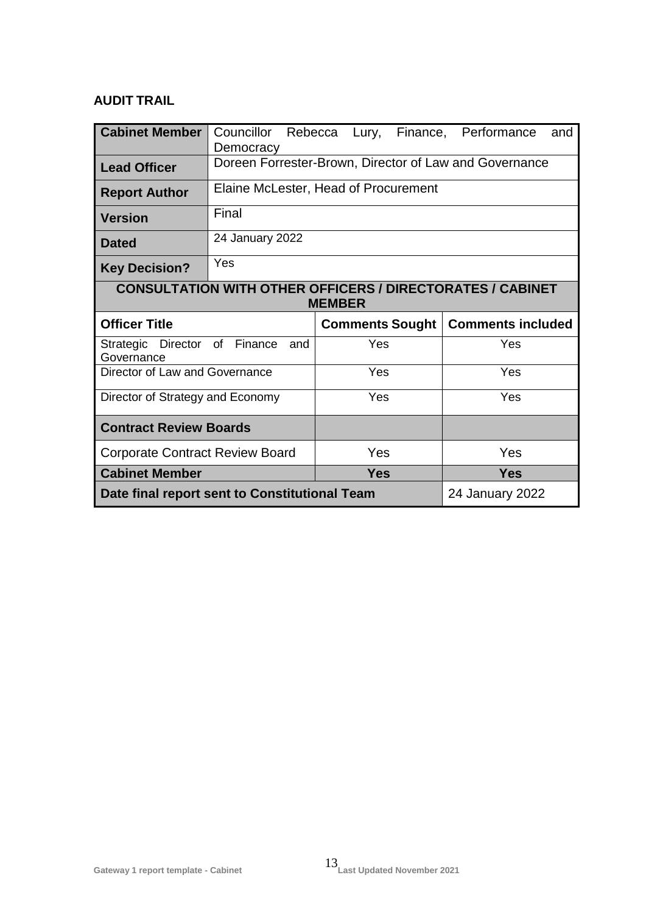**AUDIT TRAIL**

| | | | |
|---|---|---|---|
| **Cabinet Member** | Councillor Rebecca Lury, Finance, Performance and Democracy | | |
| **Lead Officer** | Doreen Forrester-Brown, Director of Law and Governance | | |
| **Report Author** | Elaine McLester, Head of Procurement | | |
| **Version** | Final | | |
| **Dated** | 24 January 2022 | | |
| **Key Decision?** | Yes | | |
| **CONSULTATION WITH OTHER OFFICERS / DIRECTORATES / CABINET MEMBER** | | | |
| **Officer Title** | | **Comments Sought** | **Comments included** |
| Strategic Director of Finance and Governance | | Yes | Yes |
| Director of Law and Governance | | Yes | Yes |
| Director of Strategy and Economy | | Yes | Yes |
| **Contract Review Boards** | | | |
| Corporate Contract Review Board | | Yes | Yes |
| **Cabinet Member** | | **Yes** | **Yes** |
| **Date final report sent to Constitutional Team** | | | 24 January 2022 |